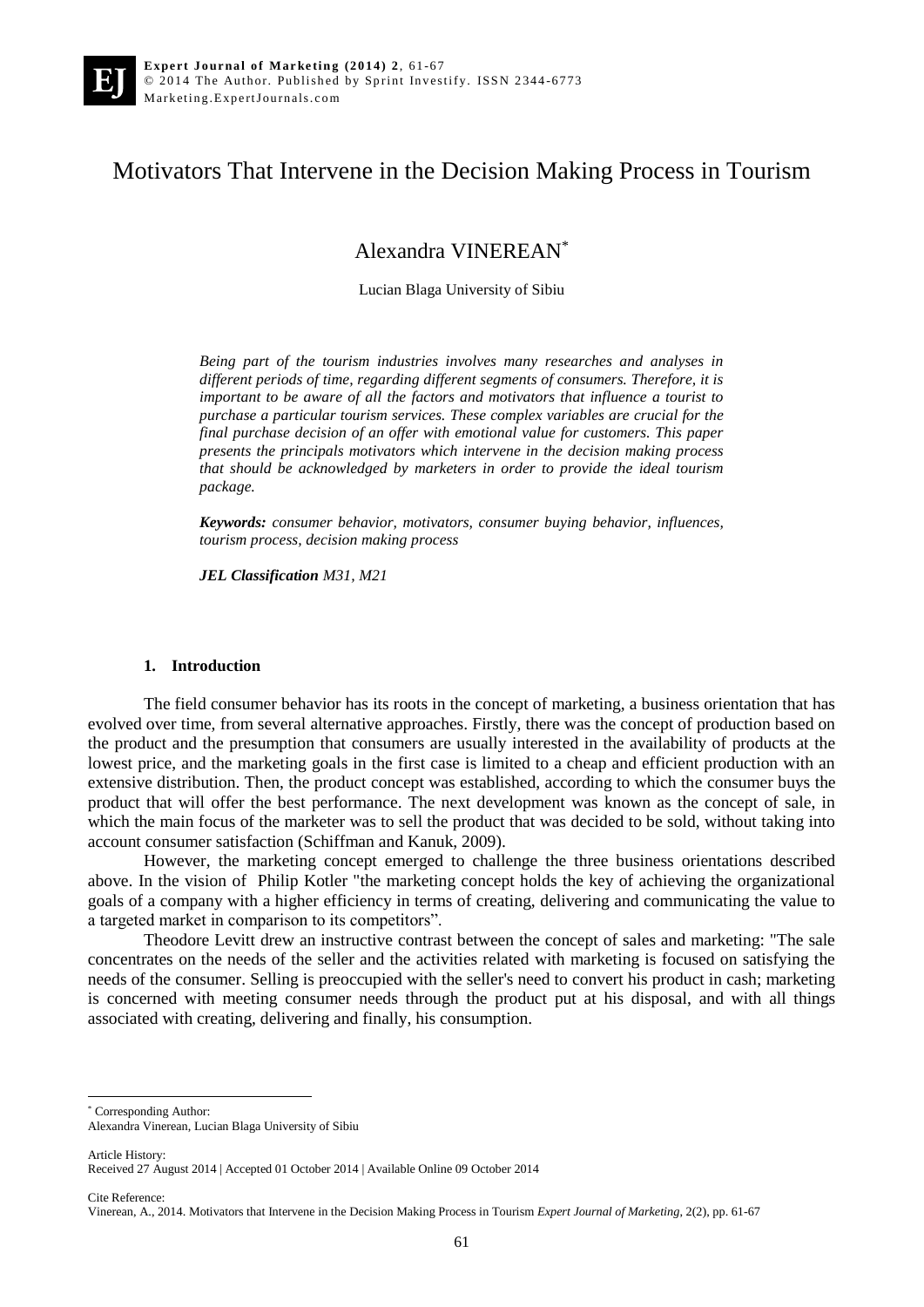# Motivators That Intervene in the Decision Making Process in Tourism

## Alexandra VINEREAN*

Lucian Blaga University of Sibiu

*Being part of the tourism industries involves many researches and analyses in different periods of time, regarding different segments of consumers. Therefore, it is important to be aware of all the factors and motivators that influence a tourist to purchase a particular tourism services. These complex variables are crucial for the final purchase decision of an offer with emotional value for customers. This paper presents the principals motivators which intervene in the decision making process that should be acknowledged by marketers in order to provide the ideal tourism package.*

***Keywords:*** *consumer behavior, motivators, consumer buying behavior, influences, tourism process, decision making process*

***JEL Classification*** *M31, M21*

### 1. Introduction

The field consumer behavior has its roots in the concept of marketing, a business orientation that has evolved over time, from several alternative approaches. Firstly, there was the concept of production based on the product and the presumption that consumers are usually interested in the availability of products at the lowest price, and the marketing goals in the first case is limited to a cheap and efficient production with an extensive distribution. Then, the product concept was established, according to which the consumer buys the product that will offer the best performance. The next development was known as the concept of sale, in which the main focus of the marketer was to sell the product that was decided to be sold, without taking into account consumer satisfaction (Schiffman and Kanuk, 2009).

However, the marketing concept emerged to challenge the three business orientations described above. In the vision of Philip Kotler "the marketing concept holds the key of achieving the organizational goals of a company with a higher efficiency in terms of creating, delivering and communicating the value to a targeted market in comparison to its competitors".

Theodore Levitt drew an instructive contrast between the concept of sales and marketing: "The sale concentrates on the needs of the seller and the activities related with marketing is focused on satisfying the needs of the consumer. Selling is preoccupied with the seller's need to convert his product in cash; marketing is concerned with meeting consumer needs through the product put at his disposal, and with all things associated with creating, delivering and finally, his consumption.

---

* Corresponding Author:
Alexandra Vinerean, Lucian Blaga University of Sibiu

Article History:
Received 27 August 2014 | Accepted 01 October 2014 | Available Online 09 October 2014

Cite Reference:
Vinerean, A., 2014. Motivators that Intervene in the Decision Making Process in Tourism *Expert Journal of Marketing*, 2(2), pp. 61-67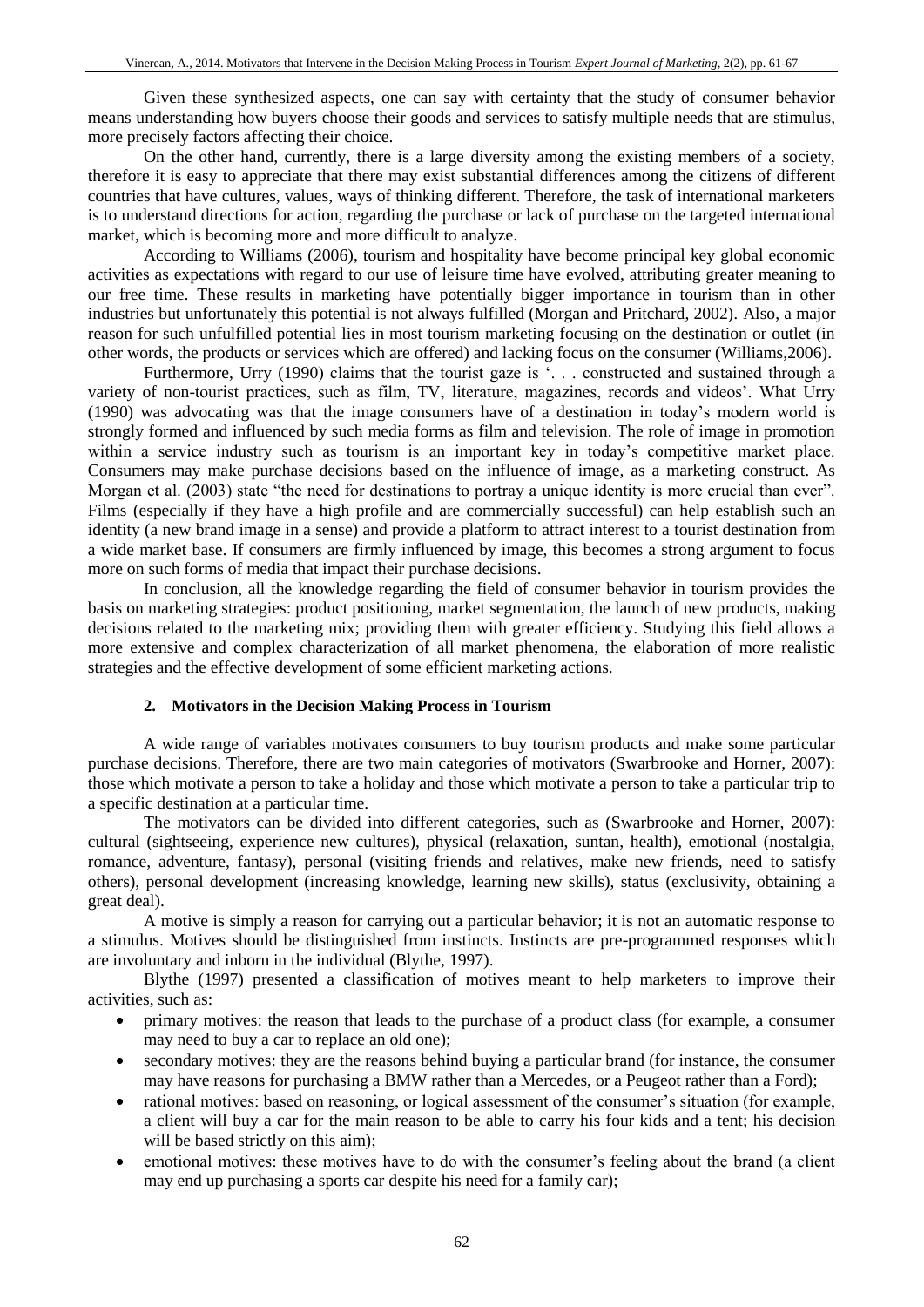Given these synthesized aspects, one can say with certainty that the study of consumer behavior means understanding how buyers choose their goods and services to satisfy multiple needs that are stimulus, more precisely factors affecting their choice.

On the other hand, currently, there is a large diversity among the existing members of a society, therefore it is easy to appreciate that there may exist substantial differences among the citizens of different countries that have cultures, values, ways of thinking different. Therefore, the task of international marketers is to understand directions for action, regarding the purchase or lack of purchase on the targeted international market, which is becoming more and more difficult to analyze.

According to Williams (2006), tourism and hospitality have become principal key global economic activities as expectations with regard to our use of leisure time have evolved, attributing greater meaning to our free time. These results in marketing have potentially bigger importance in tourism than in other industries but unfortunately this potential is not always fulfilled (Morgan and Pritchard, 2002). Also, a major reason for such unfulfilled potential lies in most tourism marketing focusing on the destination or outlet (in other words, the products or services which are offered) and lacking focus on the consumer (Williams,2006).

Furthermore, Urry (1990) claims that the tourist gaze is '. . . constructed and sustained through a variety of non-tourist practices, such as film, TV, literature, magazines, records and videos'. What Urry (1990) was advocating was that the image consumers have of a destination in today's modern world is strongly formed and influenced by such media forms as film and television. The role of image in promotion within a service industry such as tourism is an important key in today's competitive market place. Consumers may make purchase decisions based on the influence of image, as a marketing construct. As Morgan et al. (2003) state "the need for destinations to portray a unique identity is more crucial than ever". Films (especially if they have a high profile and are commercially successful) can help establish such an identity (a new brand image in a sense) and provide a platform to attract interest to a tourist destination from a wide market base. If consumers are firmly influenced by image, this becomes a strong argument to focus more on such forms of media that impact their purchase decisions.

In conclusion, all the knowledge regarding the field of consumer behavior in tourism provides the basis on marketing strategies: product positioning, market segmentation, the launch of new products, making decisions related to the marketing mix; providing them with greater efficiency. Studying this field allows a more extensive and complex characterization of all market phenomena, the elaboration of more realistic strategies and the effective development of some efficient marketing actions.

## 2. Motivators in the Decision Making Process in Tourism

A wide range of variables motivates consumers to buy tourism products and make some particular purchase decisions. Therefore, there are two main categories of motivators (Swarbrooke and Horner, 2007): those which motivate a person to take a holiday and those which motivate a person to take a particular trip to a specific destination at a particular time.

The motivators can be divided into different categories, such as (Swarbrooke and Horner, 2007): cultural (sightseeing, experience new cultures), physical (relaxation, suntan, health), emotional (nostalgia, romance, adventure, fantasy), personal (visiting friends and relatives, make new friends, need to satisfy others), personal development (increasing knowledge, learning new skills), status (exclusivity, obtaining a great deal).

A motive is simply a reason for carrying out a particular behavior; it is not an automatic response to a stimulus. Motives should be distinguished from instincts. Instincts are pre-programmed responses which are involuntary and inborn in the individual (Blythe, 1997).

Blythe (1997) presented a classification of motives meant to help marketers to improve their activities, such as:

- primary motives: the reason that leads to the purchase of a product class (for example, a consumer may need to buy a car to replace an old one);
- secondary motives: they are the reasons behind buying a particular brand (for instance, the consumer may have reasons for purchasing a BMW rather than a Mercedes, or a Peugeot rather than a Ford);
- rational motives: based on reasoning, or logical assessment of the consumer's situation (for example, a client will buy a car for the main reason to be able to carry his four kids and a tent; his decision will be based strictly on this aim);
- emotional motives: these motives have to do with the consumer's feeling about the brand (a client may end up purchasing a sports car despite his need for a family car);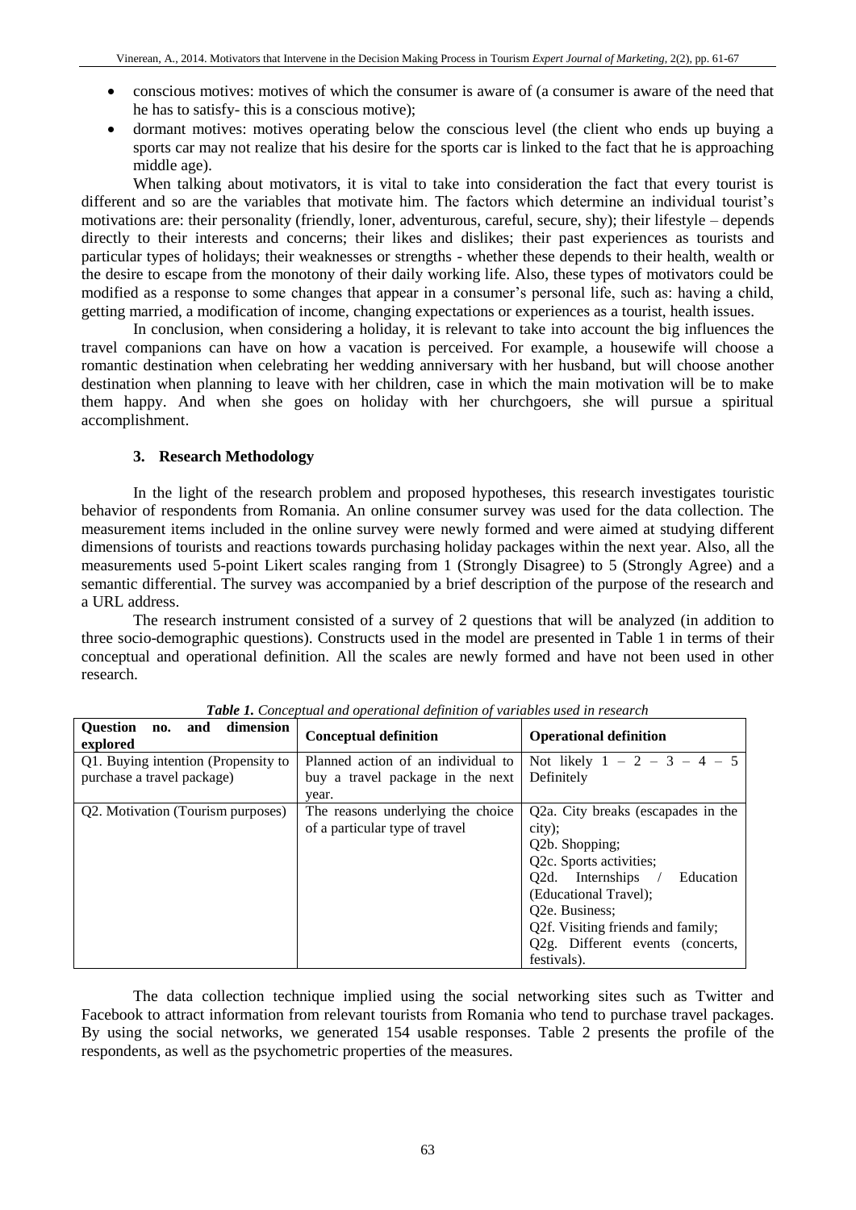- conscious motives: motives of which the consumer is aware of (a consumer is aware of the need that he has to satisfy- this is a conscious motive);
- dormant motives: motives operating below the conscious level (the client who ends up buying a sports car may not realize that his desire for the sports car is linked to the fact that he is approaching middle age).

When talking about motivators, it is vital to take into consideration the fact that every tourist is different and so are the variables that motivate him. The factors which determine an individual tourist's motivations are: their personality (friendly, loner, adventurous, careful, secure, shy); their lifestyle – depends directly to their interests and concerns; their likes and dislikes; their past experiences as tourists and particular types of holidays; their weaknesses or strengths - whether these depends to their health, wealth or the desire to escape from the monotony of their daily working life. Also, these types of motivators could be modified as a response to some changes that appear in a consumer's personal life, such as: having a child, getting married, a modification of income, changing expectations or experiences as a tourist, health issues.

In conclusion, when considering a holiday, it is relevant to take into account the big influences the travel companions can have on how a vacation is perceived. For example, a housewife will choose a romantic destination when celebrating her wedding anniversary with her husband, but will choose another destination when planning to leave with her children, case in which the main motivation will be to make them happy. And when she goes on holiday with her churchgoers, she will pursue a spiritual accomplishment.

## 3. Research Methodology

In the light of the research problem and proposed hypotheses, this research investigates touristic behavior of respondents from Romania. An online consumer survey was used for the data collection. The measurement items included in the online survey were newly formed and were aimed at studying different dimensions of tourists and reactions towards purchasing holiday packages within the next year. Also, all the measurements used 5-point Likert scales ranging from 1 (Strongly Disagree) to 5 (Strongly Agree) and a semantic differential. The survey was accompanied by a brief description of the purpose of the research and a URL address.

The research instrument consisted of a survey of 2 questions that will be analyzed (in addition to three socio-demographic questions). Constructs used in the model are presented in Table 1 in terms of their conceptual and operational definition. All the scales are newly formed and have not been used in other research.

***Table 1.*** *Conceptual and operational definition of variables used in research*

| Question no. and dimension explored | Conceptual definition | Operational definition |
|---|---|---|
| Q1. Buying intention (Propensity to purchase a travel package) | Planned action of an individual to buy a travel package in the next year. | Not likely 1 – 2 – 3 – 4 – 5 Definitely |
| Q2. Motivation (Tourism purposes) | The reasons underlying the choice of a particular type of travel | Q2a. City breaks (escapades in the city);<br>Q2b. Shopping;<br>Q2c. Sports activities;<br>Q2d. Internships / Education (Educational Travel);<br>Q2e. Business;<br>Q2f. Visiting friends and family;<br>Q2g. Different events (concerts, festivals). |

The data collection technique implied using the social networking sites such as Twitter and Facebook to attract information from relevant tourists from Romania who tend to purchase travel packages. By using the social networks, we generated 154 usable responses. Table 2 presents the profile of the respondents, as well as the psychometric properties of the measures.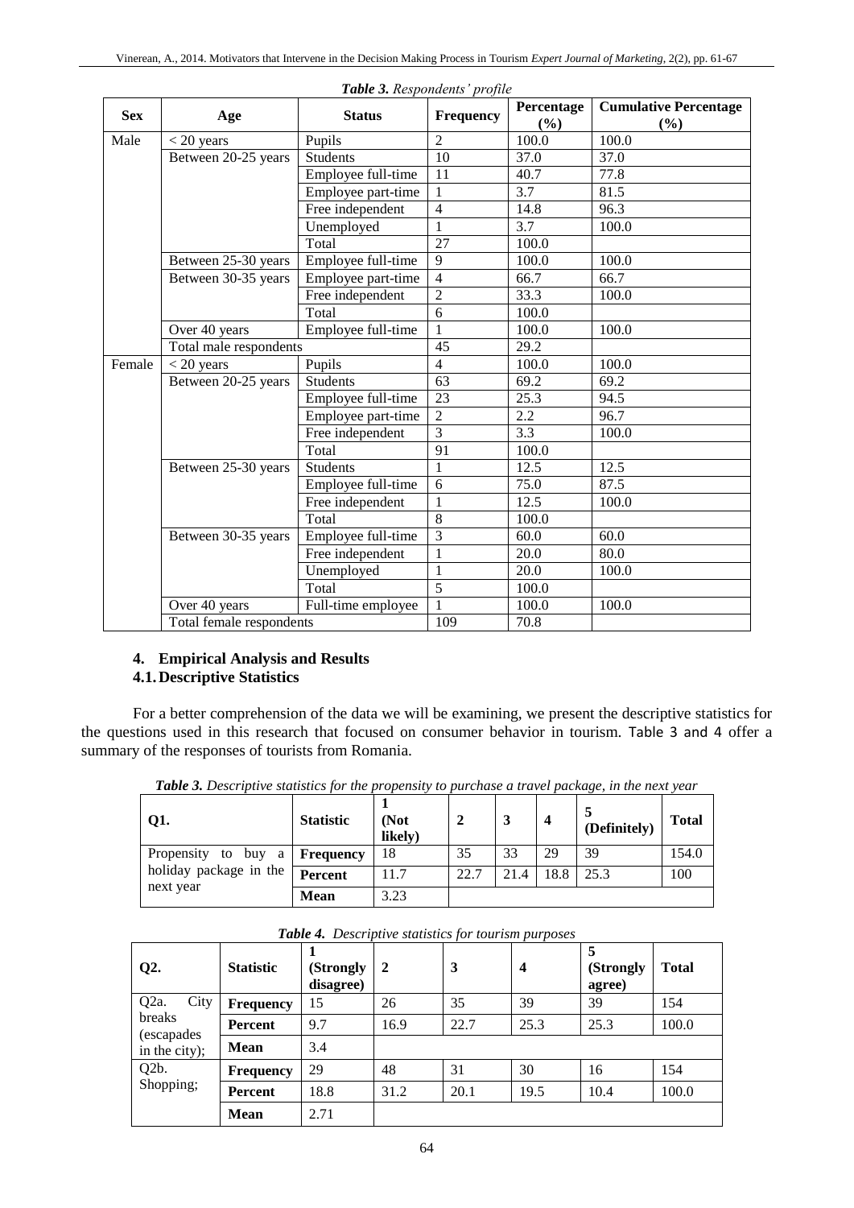*Table 3. Respondents' profile*

| Sex | Age | Status | Frequency | Percentage (%) | Cumulative Percentage (%) |
|---|---|---|---|---|---|
| Male | < 20 years | Pupils | 2 | 100.0 | 100.0 |
| | Between 20-25 years | Students | 10 | 37.0 | 37.0 |
| | | Employee full-time | 11 | 40.7 | 77.8 |
| | | Employee part-time | 1 | 3.7 | 81.5 |
| | | Free independent | 4 | 14.8 | 96.3 |
| | | Unemployed | 1 | 3.7 | 100.0 |
| | | Total | 27 | 100.0 | |
| | Between 25-30 years | Employee full-time | 9 | 100.0 | 100.0 |
| | Between 30-35 years | Employee part-time | 4 | 66.7 | 66.7 |
| | | Free independent | 2 | 33.3 | 100.0 |
| | | Total | 6 | 100.0 | |
| | Over 40 years | Employee full-time | 1 | 100.0 | 100.0 |
| | Total male respondents | | 45 | 29.2 | |
| Female | < 20 years | Pupils | 4 | 100.0 | 100.0 |
| | Between 20-25 years | Students | 63 | 69.2 | 69.2 |
| | | Employee full-time | 23 | 25.3 | 94.5 |
| | | Employee part-time | 2 | 2.2 | 96.7 |
| | | Free independent | 3 | 3.3 | 100.0 |
| | | Total | 91 | 100.0 | |
| | Between 25-30 years | Students | 1 | 12.5 | 12.5 |
| | | Employee full-time | 6 | 75.0 | 87.5 |
| | | Free independent | 1 | 12.5 | 100.0 |
| | | Total | 8 | 100.0 | |
| | Between 30-35 years | Employee full-time | 3 | 60.0 | 60.0 |
| | | Free independent | 1 | 20.0 | 80.0 |
| | | Unemployed | 1 | 20.0 | 100.0 |
| | | Total | 5 | 100.0 | |
| | Over 40 years | Full-time employee | 1 | 100.0 | 100.0 |
| | Total female respondents | | 109 | 70.8 | |

## 4. Empirical Analysis and Results

### 4.1. Descriptive Statistics

For a better comprehension of the data we will be examining, we present the descriptive statistics for the questions used in this research that focused on consumer behavior in tourism. Table 3 and 4 offer a summary of the responses of tourists from Romania.

*Table 3. Descriptive statistics for the propensity to purchase a travel package, in the next year*

| Q1. | Statistic | 1 (Not likely) | 2 | 3 | 4 | 5 (Definitely) | Total |
|---|---|---|---|---|---|---|---|
| Propensity to buy a holiday package in the next year | Frequency | 18 | 35 | 33 | 29 | 39 | 154.0 |
| | Percent | 11.7 | 22.7 | 21.4 | 18.8 | 25.3 | 100 |
| | Mean | 3.23 | | | | | |

*Table 4. Descriptive statistics for tourism purposes*

| Q2. | Statistic | 1 (Strongly disagree) | 2 | 3 | 4 | 5 (Strongly agree) | Total |
|---|---|---|---|---|---|---|---|
| Q2a. City breaks (escapades in the city); | Frequency | 15 | 26 | 35 | 39 | 39 | 154 |
| | Percent | 9.7 | 16.9 | 22.7 | 25.3 | 25.3 | 100.0 |
| | Mean | 3.4 | | | | | |
| Q2b. Shopping; | Frequency | 29 | 48 | 31 | 30 | 16 | 154 |
| | Percent | 18.8 | 31.2 | 20.1 | 19.5 | 10.4 | 100.0 |
| | Mean | 2.71 | | | | | |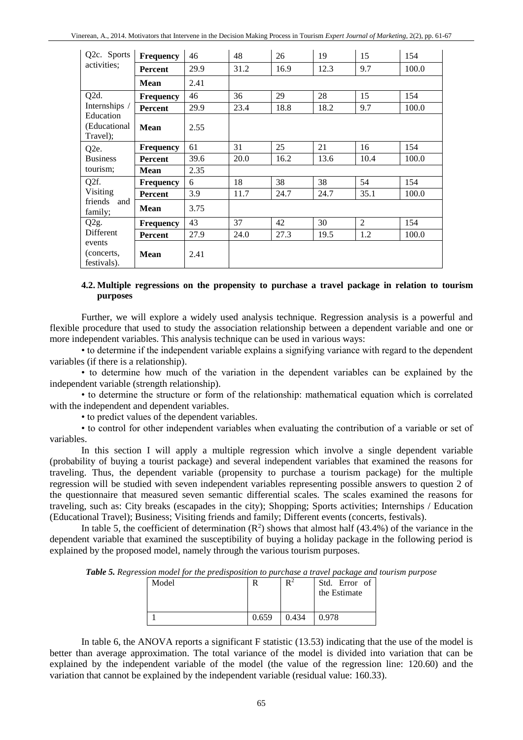| Q2c. Sports activities; | Frequency | 46 | 48 | 26 | 19 | 15 | 154 |
|---|---|---|---|---|---|---|---|
| | Percent | 29.9 | 31.2 | 16.9 | 12.3 | 9.7 | 100.0 |
| | Mean | 2.41 | | | | | |
| Q2d. Internships / Education (Educational Travel); | Frequency | 46 | 36 | 29 | 28 | 15 | 154 |
| | Percent | 29.9 | 23.4 | 18.8 | 18.2 | 9.7 | 100.0 |
| | Mean | 2.55 | | | | | |
| Q2e. Business tourism; | Frequency | 61 | 31 | 25 | 21 | 16 | 154 |
| | Percent | 39.6 | 20.0 | 16.2 | 13.6 | 10.4 | 100.0 |
| | Mean | 2.35 | | | | | |
| Q2f. Visiting friends and family; | Frequency | 6 | 18 | 38 | 38 | 54 | 154 |
| | Percent | 3.9 | 11.7 | 24.7 | 24.7 | 35.1 | 100.0 |
| | Mean | 3.75 | | | | | |
| Q2g. Different events (concerts, festivals). | Frequency | 43 | 37 | 42 | 30 | 2 | 154 |
| | Percent | 27.9 | 24.0 | 27.3 | 19.5 | 1.2 | 100.0 |
| | Mean | 2.41 | | | | | |

### 4.2. Multiple regressions on the propensity to purchase a travel package in relation to tourism purposes

Further, we will explore a widely used analysis technique. Regression analysis is a powerful and flexible procedure that used to study the association relationship between a dependent variable and one or more independent variables. This analysis technique can be used in various ways:

• to determine if the independent variable explains a signifying variance with regard to the dependent variables (if there is a relationship).

• to determine how much of the variation in the dependent variables can be explained by the independent variable (strength relationship).

• to determine the structure or form of the relationship: mathematical equation which is correlated with the independent and dependent variables.

• to predict values of the dependent variables.

• to control for other independent variables when evaluating the contribution of a variable or set of variables.

In this section I will apply a multiple regression which involve a single dependent variable (probability of buying a tourist package) and several independent variables that examined the reasons for traveling. Thus, the dependent variable (propensity to purchase a tourism package) for the multiple regression will be studied with seven independent variables representing possible answers to question 2 of the questionnaire that measured seven semantic differential scales. The scales examined the reasons for traveling, such as: City breaks (escapades in the city); Shopping; Sports activities; Internships / Education (Educational Travel); Business; Visiting friends and family; Different events (concerts, festivals).

In table 5, the coefficient of determination ($R^2$) shows that almost half (43.4%) of the variance in the dependent variable that examined the susceptibility of buying a holiday package in the following period is explained by the proposed model, namely through the various tourism purposes.

***Table 5.*** *Regression model for the predisposition to purchase a travel package and tourism purpose*

| Model | R | $R^2$ | Std. Error of the Estimate |
|---|---|---|---|
| 1 | 0.659 | 0.434 | 0.978 |

In table 6, the ANOVA reports a significant F statistic (13.53) indicating that the use of the model is better than average approximation. The total variance of the model is divided into variation that can be explained by the independent variable of the model (the value of the regression line: 120.60) and the variation that cannot be explained by the independent variable (residual value: 160.33).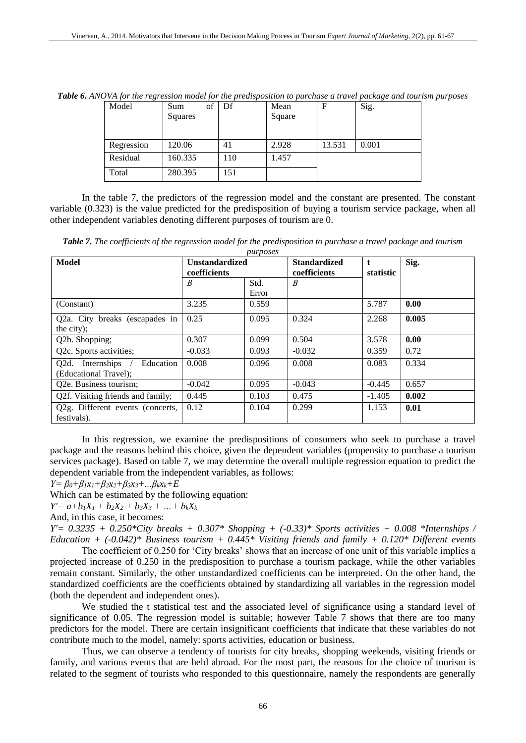***Table 6.*** *ANOVA for the regression model for the predisposition to purchase a travel package and tourism purposes*

| Model | Sum of Squares | Df | Mean Square | F | Sig. |
|---|---|---|---|---|---|
| Regression | 120.06 | 41 | 2.928 | 13.531 | 0.001 |
| Residual | 160.335 | 110 | 1.457 | | |
| Total | 280.395 | 151 | | | |

In the table 7, the predictors of the regression model and the constant are presented. The constant variable (0.323) is the value predicted for the predisposition of buying a tourism service package, when all other independent variables denoting different purposes of tourism are 0.

***Table 7.*** *The coefficients of the regression model for the predisposition to purchase a travel package and tourism purposes*

| **Model** | **Unstandardized coefficients** | | **Standardized coefficients** | **t statistic** | **Sig.** |
|---|---|---|---|---|---|
| | *B* | Std. Error | *B* | | |
| (Constant) | 3.235 | 0.559 | | 5.787 | **0.00** |
| Q2a. City breaks (escapades in the city); | 0.25 | 0.095 | 0.324 | 2.268 | **0.005** |
| Q2b. Shopping; | 0.307 | 0.099 | 0.504 | 3.578 | **0.00** |
| Q2c. Sports activities; | -0.033 | 0.093 | -0.032 | 0.359 | 0.72 |
| Q2d. Internships / Education (Educational Travel); | 0.008 | 0.096 | 0.008 | 0.083 | 0.334 |
| Q2e. Business tourism; | -0.042 | 0.095 | -0.043 | -0.445 | 0.657 |
| Q2f. Visiting friends and family; | 0.445 | 0.103 | 0.475 | -1.405 | **0.002** |
| Q2g. Different events (concerts, festivals). | 0.12 | 0.104 | 0.299 | 1.153 | **0.01** |

In this regression, we examine the predispositions of consumers who seek to purchase a travel package and the reasons behind this choice, given the dependent variables (propensity to purchase a tourism services package). Based on table 7, we may determine the overall multiple regression equation to predict the dependent variable from the independent variables, as follows:

$Y= \beta_0+\beta_1x_1+\beta_2x_2+\beta_3x_3+...\beta_kx_k+E$

Which can be estimated by the following equation:

$Y'= a+b_1X_1 + b_2X_2 + b_3X_3 + ... + b_kX_k$

And, in this case, it becomes:

*Y'= 0.3235 + 0.250\*City breaks + 0.307\* Shopping + (-0.33)\* Sports activities + 0.008 \*Internships / Education + (-0.042)\* Business tourism + 0.445\* Visiting friends and family + 0.120\* Different events*

The coefficient of 0.250 for 'City breaks' shows that an increase of one unit of this variable implies a projected increase of 0.250 in the predisposition to purchase a tourism package, while the other variables remain constant. Similarly, the other unstandardized coefficients can be interpreted. On the other hand, the standardized coefficients are the coefficients obtained by standardizing all variables in the regression model (both the dependent and independent ones).

We studied the t statistical test and the associated level of significance using a standard level of significance of 0.05. The regression model is suitable; however Table 7 shows that there are too many predictors for the model. There are certain insignificant coefficients that indicate that these variables do not contribute much to the model, namely: sports activities, education or business.

Thus, we can observe a tendency of tourists for city breaks, shopping weekends, visiting friends or family, and various events that are held abroad. For the most part, the reasons for the choice of tourism is related to the segment of tourists who responded to this questionnaire, namely the respondents are generally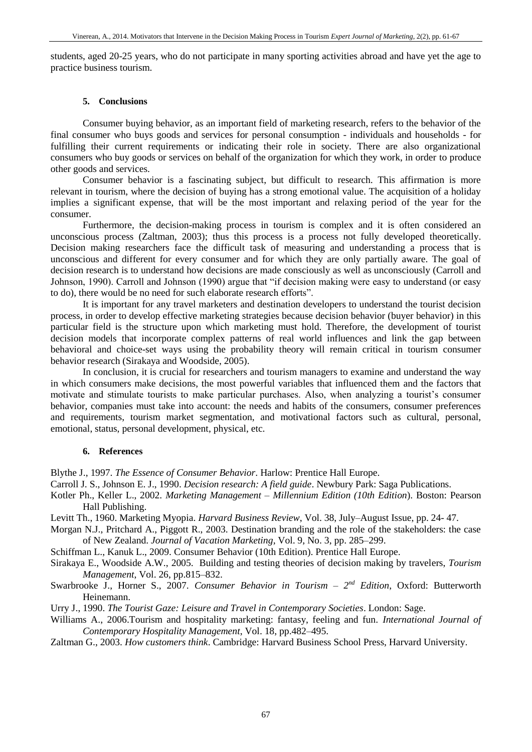students, aged 20-25 years, who do not participate in many sporting activities abroad and have yet the age to practice business tourism.

## 5. Conclusions

Consumer buying behavior, as an important field of marketing research, refers to the behavior of the final consumer who buys goods and services for personal consumption - individuals and households - for fulfilling their current requirements or indicating their role in society. There are also organizational consumers who buy goods or services on behalf of the organization for which they work, in order to produce other goods and services.

Consumer behavior is a fascinating subject, but difficult to research. This affirmation is more relevant in tourism, where the decision of buying has a strong emotional value. The acquisition of a holiday implies a significant expense, that will be the most important and relaxing period of the year for the consumer.

Furthermore, the decision-making process in tourism is complex and it is often considered an unconscious process (Zaltman, 2003); thus this process is a process not fully developed theoretically. Decision making researchers face the difficult task of measuring and understanding a process that is unconscious and different for every consumer and for which they are only partially aware. The goal of decision research is to understand how decisions are made consciously as well as unconsciously (Carroll and Johnson, 1990). Carroll and Johnson (1990) argue that "if decision making were easy to understand (or easy to do), there would be no need for such elaborate research efforts".

It is important for any travel marketers and destination developers to understand the tourist decision process, in order to develop effective marketing strategies because decision behavior (buyer behavior) in this particular field is the structure upon which marketing must hold. Therefore, the development of tourist decision models that incorporate complex patterns of real world influences and link the gap between behavioral and choice-set ways using the probability theory will remain critical in tourism consumer behavior research (Sirakaya and Woodside, 2005).

In conclusion, it is crucial for researchers and tourism managers to examine and understand the way in which consumers make decisions, the most powerful variables that influenced them and the factors that motivate and stimulate tourists to make particular purchases. Also, when analyzing a tourist's consumer behavior, companies must take into account: the needs and habits of the consumers, consumer preferences and requirements, tourism market segmentation, and motivational factors such as cultural, personal, emotional, status, personal development, physical, etc.

## 6. References

Blythe J., 1997. *The Essence of Consumer Behavior*. Harlow: Prentice Hall Europe.

Carroll J. S., Johnson E. J., 1990. *Decision research: A field guide*. Newbury Park: Saga Publications.

Kotler Ph., Keller L., 2002. *Marketing Management – Millennium Edition (10th Edition*). Boston: Pearson Hall Publishing.

Levitt Th., 1960. Marketing Myopia. *Harvard Business Review*, Vol. 38, July–August Issue, pp. 24- 47.

Morgan N.J., Pritchard A., Piggott R., 2003. Destination branding and the role of the stakeholders: the case of New Zealand. *Journal of Vacation Marketing*, Vol. 9, No. 3, pp. 285–299.

Schiffman L., Kanuk L., 2009. Consumer Behavior (10th Edition). Prentice Hall Europe.

Sirakaya E., Woodside A.W., 2005. Building and testing theories of decision making by travelers, *Tourism Management*, Vol. 26, pp.815–832.

Swarbrooke J., Horner S., 2007. *Consumer Behavior in Tourism – 2nd Edition*, Oxford: Butterworth Heinemann.

Urry J., 1990. *The Tourist Gaze: Leisure and Travel in Contemporary Societies*. London: Sage.

Williams A., 2006.Tourism and hospitality marketing: fantasy, feeling and fun. *International Journal of Contemporary Hospitality Management*, Vol. 18, pp.482–495.

Zaltman G., 2003. *How customers think*. Cambridge: Harvard Business School Press, Harvard University.